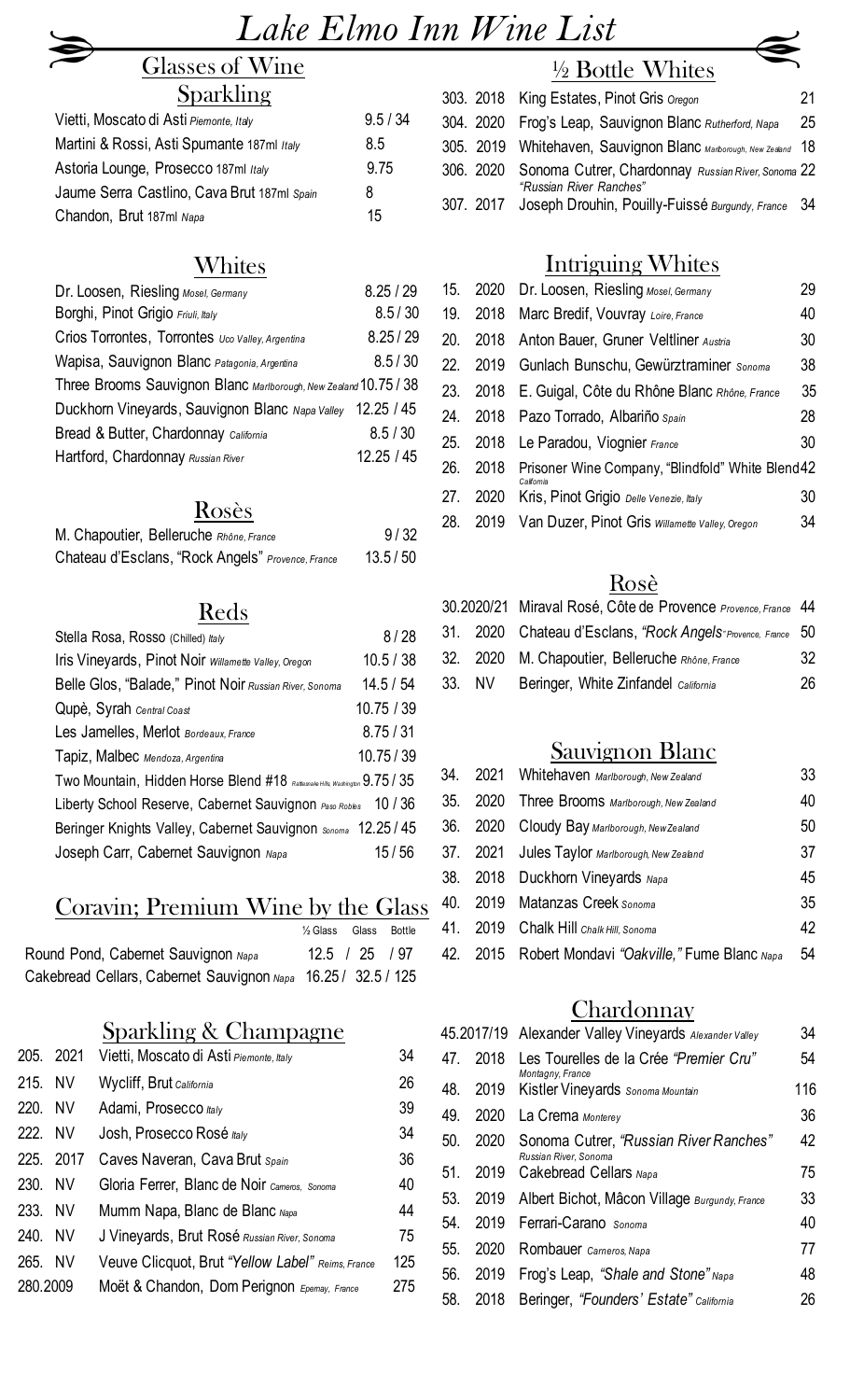# Lake Elmo Inn Wine List

## Glasses of Wine

### Sparkling

| Wine | Price |
|---|---|
| Vietti, Moscato di Asti *Piemonte, Italy* | 9.5 / 34 |
| Martini & Rossi, Asti Spumante 187ml *Italy* | 8.5 |
| Astoria Lounge, Prosecco 187ml *Italy* | 9.75 |
| Jaume Serra Castlino, Cava Brut 187ml *Spain* | 8 |
| Chandon, Brut 187ml *Napa* | 15 |

### Whites

| Wine | Price |
|---|---|
| Dr. Loosen, Riesling *Mosel, Germany* | 8.25 / 29 |
| Borghi, Pinot Grigio *Friuli, Italy* | 8.5 / 30 |
| Crios Torrontes, Torrontes *Uco Valley, Argentina* | 8.25 / 29 |
| Wapisa, Sauvignon Blanc *Patagonia, Argentina* | 8.5 / 30 |
| Three Brooms Sauvignon Blanc *Marlborough, New Zealand* | 10.75 / 38 |
| Duckhorn Vineyards, Sauvignon Blanc *Napa Valley* | 12.25 / 45 |
| Bread & Butter, Chardonnay *California* | 8.5 / 30 |
| Hartford, Chardonnay *Russian River* | 12.25 / 45 |

### Rosès

| Wine | Price |
|---|---|
| M. Chapoutier, Belleruche *Rhône, France* | 9 / 32 |
| Chateau d'Esclans, "Rock Angels" *Provence, France* | 13.5 / 50 |

### Reds

| Wine | Price |
|---|---|
| Stella Rosa, Rosso (Chilled) *Italy* | 8 / 28 |
| Iris Vineyards, Pinot Noir *Willamette Valley, Oregon* | 10.5 / 38 |
| Belle Glos, "Balade," Pinot Noir *Russian River, Sonoma* | 14.5 / 54 |
| Qupè, Syrah *Central Coast* | 10.75 / 39 |
| Les Jamelles, Merlot *Bordeaux, France* | 8.75 / 31 |
| Tapiz, Malbec *Mendoza, Argentina* | 10.75 / 39 |
| Two Mountain, Hidden Horse Blend #18 *Rattlesnake Hills, Washington* | 9.75 / 35 |
| Liberty School Reserve, Cabernet Sauvignon *Paso Robles* | 10 / 36 |
| Beringer Knights Valley, Cabernet Sauvignon *Sonoma* | 12.25 / 45 |
| Joseph Carr, Cabernet Sauvignon *Napa* | 15 / 56 |

## Coravin; Premium Wine by the Glass

| Wine | ½ Glass | Glass | Bottle |
|---|---|---|---|
| Round Pond, Cabernet Sauvignon *Napa* | 12.5 | 25 | 97 |
| Cakebread Cellars, Cabernet Sauvignon *Napa* | 16.25 | 32.5 | 125 |

## Sparkling & Champagne

| # | Year | Wine | Price |
|---|---|---|---|
| 205. | 2021 | Vietti, Moscato di Asti *Piemonte, Italy* | 34 |
| 215. | NV | Wycliff, Brut *California* | 26 |
| 220. | NV | Adami, Prosecco *Italy* | 39 |
| 222. | NV | Josh, Prosecco Rosé *Italy* | 34 |
| 225. | 2017 | Caves Naveran, Cava Brut *Spain* | 36 |
| 230. | NV | Gloria Ferrer, Blanc de Noir *Carneros, Sonoma* | 40 |
| 233. | NV | Mumm Napa, Blanc de Blanc *Napa* | 44 |
| 240. | NV | J Vineyards, Brut Rosé *Russian River, Sonoma* | 75 |
| 265. | NV | Veuve Clicquot, Brut *"Yellow Label"* *Reims, France* | 125 |
| 280. | 2009 | Moët & Chandon, Dom Perignon *Epernay, France* | 275 |

## ½ Bottle Whites

| # | Year | Wine | Price |
|---|---|---|---|
| 303. | 2018 | King Estates, Pinot Gris *Oregon* | 21 |
| 304. | 2020 | Frog's Leap, Sauvignon Blanc *Rutherford, Napa* | 25 |
| 305. | 2019 | Whitehaven, Sauvignon Blanc *Marlborough, New Zealand* | 18 |
| 306. | 2020 | Sonoma Cutrer, Chardonnay *Russian River, Sonoma* *"Russian River Ranches"* | 22 |
| 307. | 2017 | Joseph Drouhin, Pouilly-Fuissé *Burgundy, France* | 34 |

## Intriguing Whites

| # | Year | Wine | Price |
|---|---|---|---|
| 15. | 2020 | Dr. Loosen, Riesling *Mosel, Germany* | 29 |
| 19. | 2018 | Marc Bredif, Vouvray *Loire, France* | 40 |
| 20. | 2018 | Anton Bauer, Gruner Veltliner *Austria* | 30 |
| 22. | 2019 | Gunlach Bunschu, Gewürztraminer *Sonoma* | 38 |
| 23. | 2018 | E. Guigal, Côte du Rhône Blanc *Rhône, France* | 35 |
| 24. | 2018 | Pazo Torrado, Albariño *Spain* | 28 |
| 25. | 2018 | Le Paradou, Viognier *France* | 30 |
| 26. | 2018 | Prisoner Wine Company, "Blindfold" White Blend *California* | 42 |
| 27. | 2020 | Kris, Pinot Grigio *Delle Venezie, Italy* | 30 |
| 28. | 2019 | Van Duzer, Pinot Gris *Willamette Valley, Oregon* | 34 |

## Rosè

| # | Year | Wine | Price |
|---|---|---|---|
| 30. | 2020/21 | Miraval Rosé, Côte de Provence *Provence, France* | 44 |
| 31. | 2020 | Chateau d'Esclans, *"Rock Angels"* *Provence, France* | 50 |
| 32. | 2020 | M. Chapoutier, Belleruche *Rhône, France* | 32 |
| 33. | NV | Beringer, White Zinfandel *California* | 26 |

## Sauvignon Blanc

| # | Year | Wine | Price |
|---|---|---|---|
| 34. | 2021 | Whitehaven *Marlborough, New Zealand* | 33 |
| 35. | 2020 | Three Brooms *Marlborough, New Zealand* | 40 |
| 36. | 2020 | Cloudy Bay *Marlborough, New Zealand* | 50 |
| 37. | 2021 | Jules Taylor *Marlborough, New Zealand* | 37 |
| 38. | 2018 | Duckhorn Vineyards *Napa* | 45 |
| 40. | 2019 | Matanzas Creek *Sonoma* | 35 |
| 41. | 2019 | Chalk Hill *Chalk Hill, Sonoma* | 42 |
| 42. | 2015 | Robert Mondavi *"Oakville,"* Fume Blanc *Napa* | 54 |

## Chardonnay

| # | Year | Wine | Price |
|---|---|---|---|
| 45. | 2017/19 | Alexander Valley Vineyards *Alexander Valley* | 34 |
| 47. | 2018 | Les Tourelles de la Crée *"Premier Cru"* *Montagny, France* | 54 |
| 48. | 2019 | Kistler Vineyards *Sonoma Mountain* | 116 |
| 49. | 2020 | La Crema *Monterey* | 36 |
| 50. | 2020 | Sonoma Cutrer, *"Russian River Ranches"* *Russian River, Sonoma* | 42 |
| 51. | 2019 | Cakebread Cellars *Napa* | 75 |
| 53. | 2019 | Albert Bichot, Mâcon Village *Burgundy, France* | 33 |
| 54. | 2019 | Ferrari-Carano *Sonoma* | 40 |
| 55. | 2020 | Rombauer *Carneros, Napa* | 77 |
| 56. | 2019 | Frog's Leap, *"Shale and Stone"* *Napa* | 48 |
| 58. | 2018 | Beringer, *"Founders' Estate"* *California* | 26 |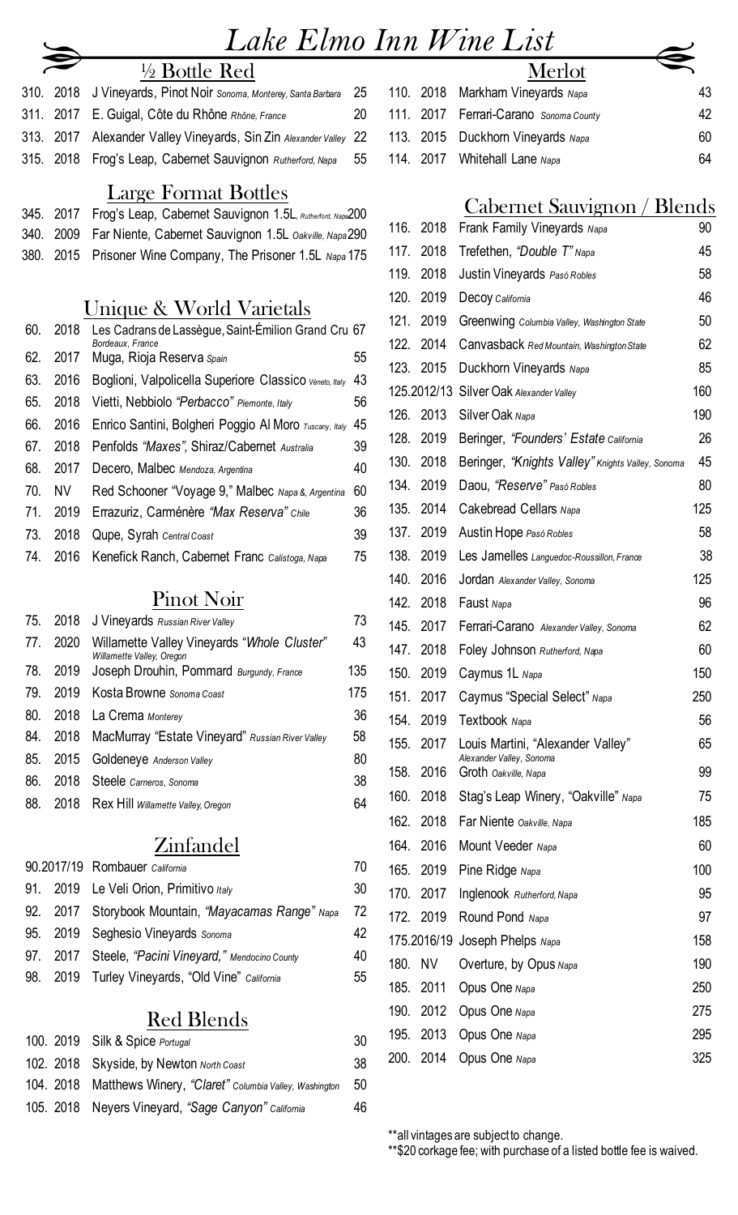# Lake Elmo Inn Wine List

## ½ Bottle Red

| | | | |
|---|---|---|---|
| 310. | 2018 | J Vineyards, Pinot Noir *Sonoma, Monterey, Santa Barbara* | 25 |
| 311. | 2017 | E. Guigal, Côte du Rhône *Rhône, France* | 20 |
| 313. | 2017 | Alexander Valley Vineyards, Sin Zin *Alexander Valley* | 22 |
| 315. | 2018 | Frog's Leap, Cabernet Sauvignon *Rutherford, Napa* | 55 |

## Large Format Bottles

| | | | |
|---|---|---|---|
| 345. | 2017 | Frog's Leap, Cabernet Sauvignon 1.5L *Rutherford, Napa* | 200 |
| 340. | 2009 | Far Niente, Cabernet Sauvignon 1.5L *Oakville, Napa* | 290 |
| 380. | 2015 | Prisoner Wine Company, The Prisoner 1.5L *Napa* | 175 |

## Unique & World Varietals

| | | | |
|---|---|---|---|
| 60. | 2018 | Les Cadrans de Lassègue, Saint-Émilion Grand Cru *Bordeaux, France* | 67 |
| 62. | 2017 | Muga, Rioja Reserva *Spain* | 55 |
| 63. | 2016 | Boglioni, Valpolicella Superiore Classico *Véneto, Italy* | 43 |
| 65. | 2018 | Vietti, Nebbiolo *"Perbacco" Piemonte, Italy* | 56 |
| 66. | 2016 | Enrico Santini, Bolgheri Poggio Al Moro *Tuscany, Italy* | 45 |
| 67. | 2018 | Penfolds *"Maxes"*, Shiraz/Cabernet *Australia* | 39 |
| 68. | 2017 | Decero, Malbec *Mendoza, Argentina* | 40 |
| 70. | NV | Red Schooner "Voyage 9," Malbec *Napa &, Argentina* | 60 |
| 71. | 2019 | Errazuriz, Carménère *"Max Reserva" Chile* | 36 |
| 73. | 2018 | Qupe, Syrah *Central Coast* | 39 |
| 74. | 2016 | Kenefick Ranch, Cabernet Franc *Calistoga, Napa* | 75 |

## Pinot Noir

| | | | |
|---|---|---|---|
| 75. | 2018 | J Vineyards *Russian River Valley* | 73 |
| 77. | 2020 | Willamette Valley Vineyards "*Whole Cluster*" *Willamette Valley, Oregon* | 43 |
| 78. | 2019 | Joseph Drouhin, Pommard *Burgundy, France* | 135 |
| 79. | 2019 | Kosta Browne *Sonoma Coast* | 175 |
| 80. | 2018 | La Crema *Monterey* | 36 |
| 84. | 2018 | MacMurray "Estate Vineyard" *Russian River Valley* | 58 |
| 85. | 2015 | Goldeneye *Anderson Valley* | 80 |
| 86. | 2018 | Steele *Carneros, Sonoma* | 38 |
| 88. | 2018 | Rex Hill *Willamette Valley, Oregon* | 64 |

## Zinfandel

| | | | |
|---|---|---|---|
| 90. | 2017/19 | Rombauer *California* | 70 |
| 91. | 2019 | Le Veli Orion, Primitivo *Italy* | 30 |
| 92. | 2017 | Storybook Mountain, *"Mayacamas Range" Napa* | 72 |
| 95. | 2019 | Seghesio Vineyards *Sonoma* | 42 |
| 97. | 2017 | Steele, *"Pacini Vineyard," Mendocino County* | 40 |
| 98. | 2019 | Turley Vineyards, "Old Vine" *California* | 55 |

## Red Blends

| | | | |
|---|---|---|---|
| 100. | 2019 | Silk & Spice *Portugal* | 30 |
| 102. | 2018 | Skyside, by Newton *North Coast* | 38 |
| 104. | 2018 | Matthews Winery, *"Claret" Columbia Valley, Washington* | 50 |
| 105. | 2018 | Neyers Vineyard, *"Sage Canyon" California* | 46 |

## Merlot

| | | | |
|---|---|---|---|
| 110. | 2018 | Markham Vineyards *Napa* | 43 |
| 111. | 2017 | Ferrari-Carano *Sonoma County* | 42 |
| 113. | 2015 | Duckhorn Vineyards *Napa* | 60 |
| 114. | 2017 | Whitehall Lane *Napa* | 64 |

## Cabernet Sauvignon / Blends

| | | | |
|---|---|---|---|
| 116. | 2018 | Frank Family Vineyards *Napa* | 90 |
| 117. | 2018 | Trefethen, *"Double T" Napa* | 45 |
| 119. | 2018 | Justin Vineyards *Pasó Robles* | 58 |
| 120. | 2019 | Decoy *California* | 46 |
| 121. | 2019 | Greenwing *Columbia Valley, Washington State* | 50 |
| 122. | 2014 | Canvasback *Red Mountain, Washington State* | 62 |
| 123. | 2015 | Duckhorn Vineyards *Napa* | 85 |
| 125. | 2012/13 | Silver Oak *Alexander Valley* | 160 |
| 126. | 2013 | Silver Oak *Napa* | 190 |
| 128. | 2019 | Beringer, *"Founders' Estate" California* | 26 |
| 130. | 2018 | Beringer, *"Knights Valley" Knights Valley, Sonoma* | 45 |
| 134. | 2019 | Daou, *"Reserve" Pasó Robles* | 80 |
| 135. | 2014 | Cakebread Cellars *Napa* | 125 |
| 137. | 2019 | Austin Hope *Pasó Robles* | 58 |
| 138. | 2019 | Les Jamelles *Languedoc-Roussillon, France* | 38 |
| 140. | 2016 | Jordan *Alexander Valley, Sonoma* | 125 |
| 142. | 2018 | Faust *Napa* | 96 |
| 145. | 2017 | Ferrari-Carano *Alexander Valley, Sonoma* | 62 |
| 147. | 2018 | Foley Johnson *Rutherford, Napa* | 60 |
| 150. | 2019 | Caymus 1L *Napa* | 150 |
| 151. | 2017 | Caymus "Special Select" *Napa* | 250 |
| 154. | 2019 | Textbook *Napa* | 56 |
| 155. | 2017 | Louis Martini, "Alexander Valley" *Alexander Valley, Sonoma* | 65 |
| 158. | 2016 | Groth *Oakville, Napa* | 99 |
| 160. | 2018 | Stag's Leap Winery, "Oakville" *Napa* | 75 |
| 162. | 2018 | Far Niente *Oakville, Napa* | 185 |
| 164. | 2016 | Mount Veeder *Napa* | 60 |
| 165. | 2019 | Pine Ridge *Napa* | 100 |
| 170. | 2017 | Inglenook *Rutherford, Napa* | 95 |
| 172. | 2019 | Round Pond *Napa* | 97 |
| 175. | 2016/19 | Joseph Phelps *Napa* | 158 |
| 180. | NV | Overture, by Opus *Napa* | 190 |
| 185. | 2011 | Opus One *Napa* | 250 |
| 190. | 2012 | Opus One *Napa* | 275 |
| 195. | 2013 | Opus One *Napa* | 295 |
| 200. | 2014 | Opus One *Napa* | 325 |

**all vintages are subject to change.

**$20 corkage fee; with purchase of a listed bottle fee is waived.